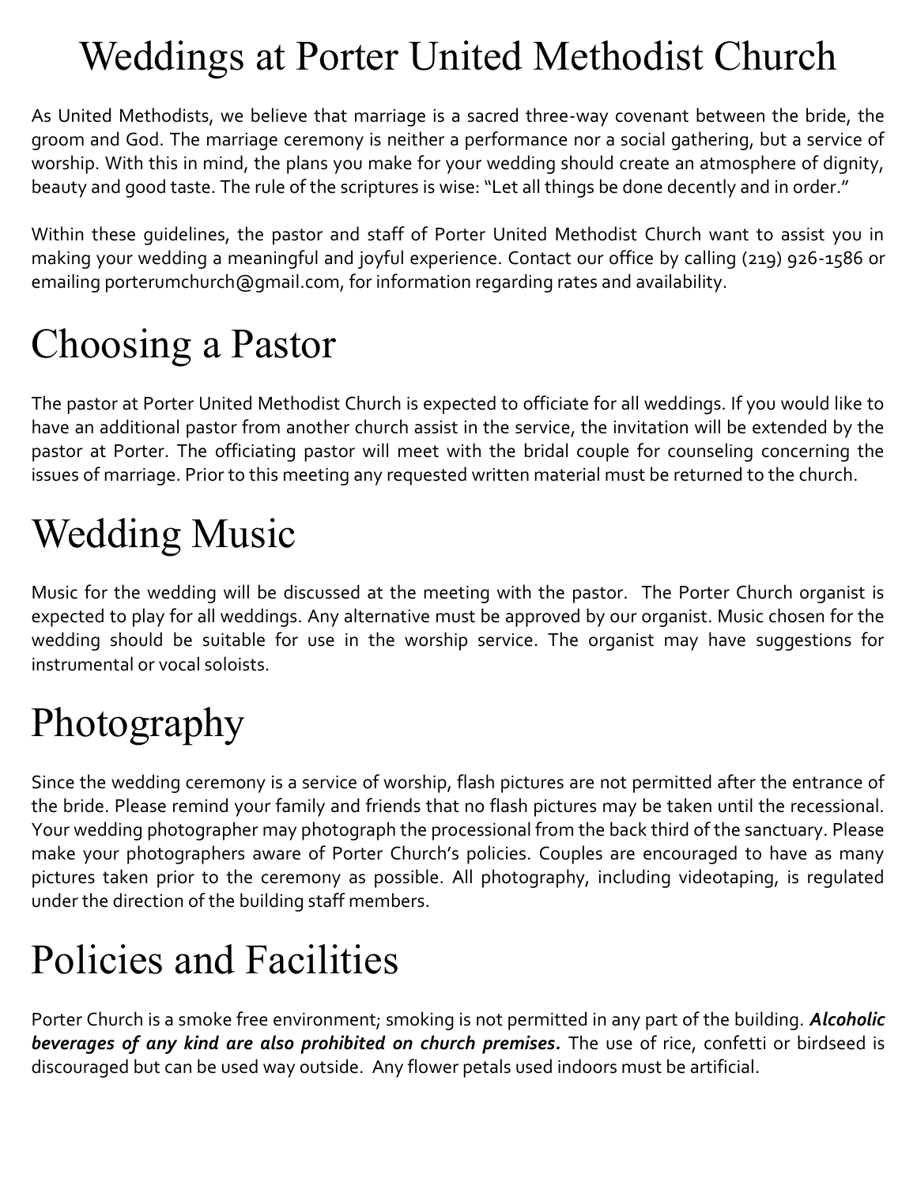# Weddings at Porter United Methodist Church

As United Methodists, we believe that marriage is a sacred three-way covenant between the bride, the groom and God. The marriage ceremony is neither a performance nor a social gathering, but a service of worship. With this in mind, the plans you make for your wedding should create an atmosphere of dignity, beauty and good taste. The rule of the scriptures is wise: "Let all things be done decently and in order."

Within these guidelines, the pastor and staff of Porter United Methodist Church want to assist you in making your wedding a meaningful and joyful experience. Contact our office by calling (219) 926-1586 or emailing porterumchurch@gmail.com, for information regarding rates and availability.

# Choosing a Pastor

The pastor at Porter United Methodist Church is expected to officiate for all weddings. If you would like to have an additional pastor from another church assist in the service, the invitation will be extended by the pastor at Porter. The officiating pastor will meet with the bridal couple for counseling concerning the issues of marriage. Prior to this meeting any requested written material must be returned to the church.

# Wedding Music

Music for the wedding will be discussed at the meeting with the pastor. The Porter Church organist is expected to play for all weddings. Any alternative must be approved by our organist. Music chosen for the wedding should be suitable for use in the worship service. The organist may have suggestions for instrumental or vocal soloists.

# Photography

Since the wedding ceremony is a service of worship, flash pictures are not permitted after the entrance of the bride. Please remind your family and friends that no flash pictures may be taken until the recessional. Your wedding photographer may photograph the processional from the back third of the sanctuary. Please make your photographers aware of Porter Church's policies. Couples are encouraged to have as many pictures taken prior to the ceremony as possible. All photography, including videotaping, is regulated under the direction of the building staff members.

# Policies and Facilities

Porter Church is a smoke free environment; smoking is not permitted in any part of the building. ***Alcoholic beverages of any kind are also prohibited on church premises.*** The use of rice, confetti or birdseed is discouraged but can be used way outside. Any flower petals used indoors must be artificial.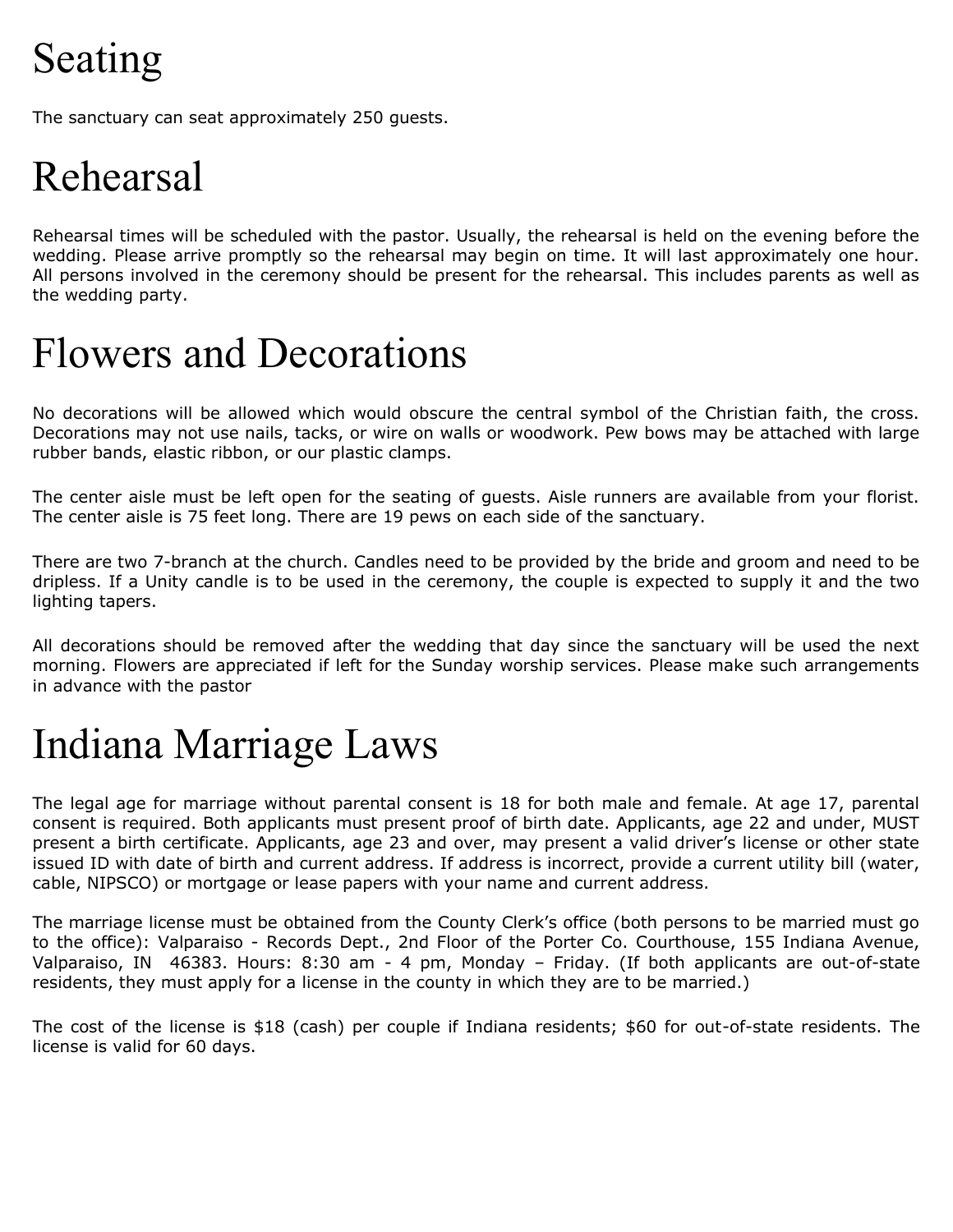# Seating

The sanctuary can seat approximately 250 guests.

# Rehearsal

Rehearsal times will be scheduled with the pastor. Usually, the rehearsal is held on the evening before the wedding. Please arrive promptly so the rehearsal may begin on time. It will last approximately one hour. All persons involved in the ceremony should be present for the rehearsal. This includes parents as well as the wedding party.

# Flowers and Decorations

No decorations will be allowed which would obscure the central symbol of the Christian faith, the cross. Decorations may not use nails, tacks, or wire on walls or woodwork. Pew bows may be attached with large rubber bands, elastic ribbon, or our plastic clamps.

The center aisle must be left open for the seating of guests. Aisle runners are available from your florist. The center aisle is 75 feet long. There are 19 pews on each side of the sanctuary.

There are two 7-branch at the church. Candles need to be provided by the bride and groom and need to be dripless. If a Unity candle is to be used in the ceremony, the couple is expected to supply it and the two lighting tapers.

All decorations should be removed after the wedding that day since the sanctuary will be used the next morning. Flowers are appreciated if left for the Sunday worship services. Please make such arrangements in advance with the pastor

# Indiana Marriage Laws

The legal age for marriage without parental consent is 18 for both male and female. At age 17, parental consent is required. Both applicants must present proof of birth date. Applicants, age 22 and under, MUST present a birth certificate. Applicants, age 23 and over, may present a valid driver's license or other state issued ID with date of birth and current address. If address is incorrect, provide a current utility bill (water, cable, NIPSCO) or mortgage or lease papers with your name and current address.

The marriage license must be obtained from the County Clerk's office (both persons to be married must go to the office): Valparaiso - Records Dept., 2nd Floor of the Porter Co. Courthouse, 155 Indiana Avenue, Valparaiso, IN 46383. Hours: 8:30 am - 4 pm, Monday – Friday. (If both applicants are out-of-state residents, they must apply for a license in the county in which they are to be married.)

The cost of the license is $18 (cash) per couple if Indiana residents; $60 for out-of-state residents. The license is valid for 60 days.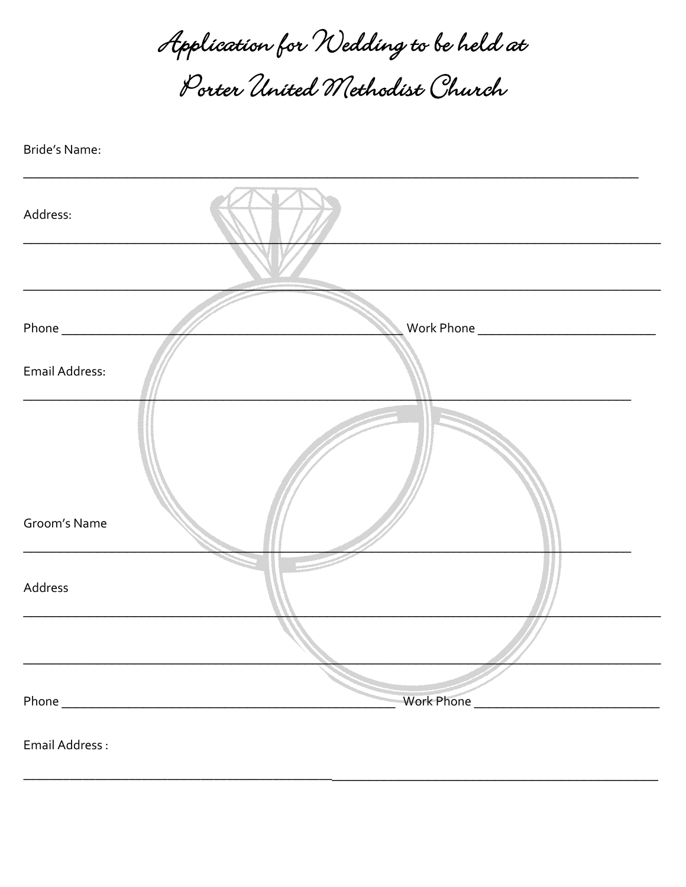# Application for Wedding to be held at Porter United Methodist Church

Bride's Name:

\_\_\_\_\_\_\_\_\_\_\_\_\_\_\_\_\_\_\_\_\_\_\_\_\_\_\_\_\_\_\_\_\_\_\_\_\_\_\_\_\_\_\_\_\_\_\_\_\_\_\_\_\_\_\_\_\_\_\_\_\_\_\_\_\_\_\_\_\_\_\_\_\_\_\_\_\_\_

Address:

\_\_\_\_\_\_\_\_\_\_\_\_\_\_\_\_\_\_\_\_\_\_\_\_\_\_\_\_\_\_\_\_\_\_\_\_\_\_\_\_\_\_\_\_\_\_\_\_\_\_\_\_\_\_\_\_\_\_\_\_\_\_\_\_\_\_\_\_\_\_\_\_\_\_\_\_\_\_

\_\_\_\_\_\_\_\_\_\_\_\_\_\_\_\_\_\_\_\_\_\_\_\_\_\_\_\_\_\_\_\_\_\_\_\_\_\_\_\_\_\_\_\_\_\_\_\_\_\_\_\_\_\_\_\_\_\_\_\_\_\_\_\_\_\_\_\_\_\_\_\_\_\_\_\_\_\_

Phone \_\_\_\_\_\_\_\_\_\_\_\_\_\_\_\_\_\_\_\_\_\_\_\_\_\_\_\_\_\_\_\_\_\_\_\_\_\_\_\_\_\_ Work Phone \_\_\_\_\_\_\_\_\_\_\_\_\_\_\_\_\_\_\_\_\_\_

Email Address:

\_\_\_\_\_\_\_\_\_\_\_\_\_\_\_\_\_\_\_\_\_\_\_\_\_\_\_\_\_\_\_\_\_\_\_\_\_\_\_\_\_\_\_\_\_\_\_\_\_\_\_\_\_\_\_\_\_\_\_\_\_\_\_\_\_\_\_\_\_\_\_\_\_\_\_\_\_\_

Groom's Name

\_\_\_\_\_\_\_\_\_\_\_\_\_\_\_\_\_\_\_\_\_\_\_\_\_\_\_\_\_\_\_\_\_\_\_\_\_\_\_\_\_\_\_\_\_\_\_\_\_\_\_\_\_\_\_\_\_\_\_\_\_\_\_\_\_\_\_\_\_\_\_\_\_\_\_\_\_\_

Address

\_\_\_\_\_\_\_\_\_\_\_\_\_\_\_\_\_\_\_\_\_\_\_\_\_\_\_\_\_\_\_\_\_\_\_\_\_\_\_\_\_\_\_\_\_\_\_\_\_\_\_\_\_\_\_\_\_\_\_\_\_\_\_\_\_\_\_\_\_\_\_\_\_\_\_\_\_\_

\_\_\_\_\_\_\_\_\_\_\_\_\_\_\_\_\_\_\_\_\_\_\_\_\_\_\_\_\_\_\_\_\_\_\_\_\_\_\_\_\_\_\_\_\_\_\_\_\_\_\_\_\_\_\_\_\_\_\_\_\_\_\_\_\_\_\_\_\_\_\_\_\_\_\_\_\_\_

Phone \_\_\_\_\_\_\_\_\_\_\_\_\_\_\_\_\_\_\_\_\_\_\_\_\_\_\_\_\_\_\_\_\_\_\_\_\_\_\_\_\_\_ Work Phone \_\_\_\_\_\_\_\_\_\_\_\_\_\_\_\_\_\_\_\_\_\_

Email Address :

\_\_\_\_\_\_\_\_\_\_\_\_\_\_\_\_\_\_\_\_\_\_\_\_\_\_\_\_\_\_\_\_\_\_\_\_\_\_\_\_\_\_\_\_\_\_\_\_\_\_\_\_\_\_\_\_\_\_\_\_\_\_\_\_\_\_\_\_\_\_\_\_\_\_\_\_\_\_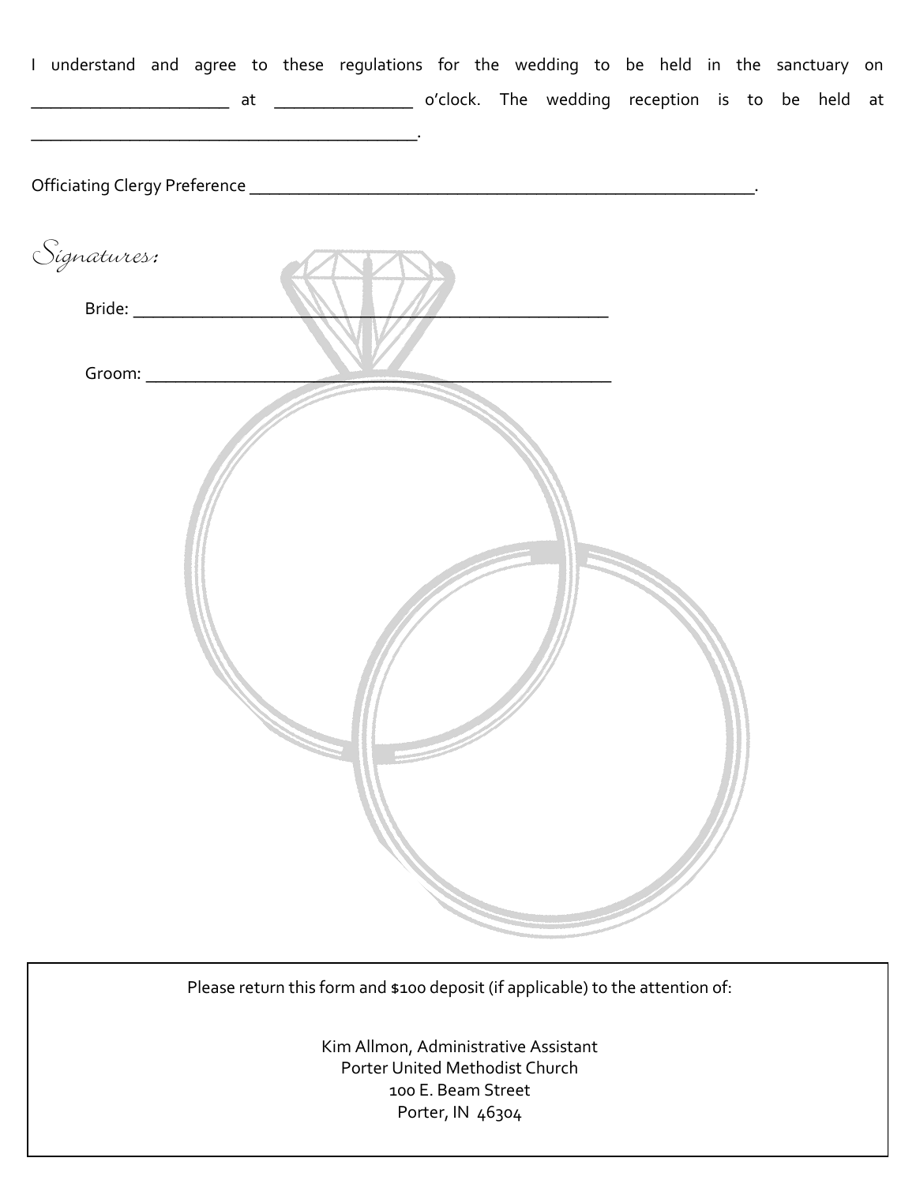I understand and agree to these regulations for the wedding to be held in the sanctuary on ______________________ at _______________ o'clock. The wedding reception is to be held at ____________________________________________.

Officiating Clergy Preference _________________________________________________________.

*Signatures:*

Bride: ______________________________________________________

Groom: ____________________________________________________

Please return this form and $100 deposit (if applicable) to the attention of:

Kim Allmon, Administrative Assistant
Porter United Methodist Church
100 E. Beam Street
Porter, IN 46304